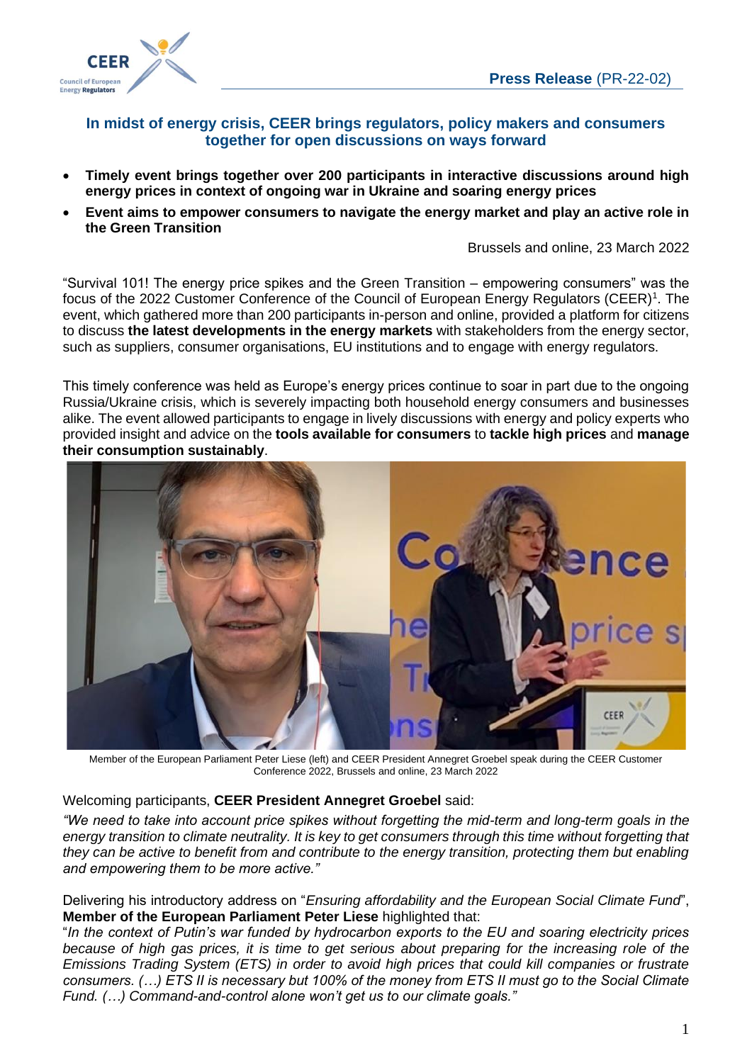**Press Release** (PR-22-02)

## In midst of energy crisis, CEER brings regulators, policy makers and consumers together for open discussions on ways forward

- **Timely event brings together over 200 participants in interactive discussions around high energy prices in context of ongoing war in Ukraine and soaring energy prices**
- **Event aims to empower consumers to navigate the energy market and play an active role in the Green Transition**

Brussels and online, 23 March 2022

"Survival 101! The energy price spikes and the Green Transition – empowering consumers" was the focus of the 2022 Customer Conference of the Council of European Energy Regulators (CEER)[1]. The event, which gathered more than 200 participants in-person and online, provided a platform for citizens to discuss **the latest developments in the energy markets** with stakeholders from the energy sector, such as suppliers, consumer organisations, EU institutions and to engage with energy regulators.

This timely conference was held as Europe's energy prices continue to soar in part due to the ongoing Russia/Ukraine crisis, which is severely impacting both household energy consumers and businesses alike. The event allowed participants to engage in lively discussions with energy and policy experts who provided insight and advice on the **tools available for consumers** to **tackle high prices** and **manage their consumption sustainably**.

Member of the European Parliament Peter Liese (left) and CEER President Annegret Groebel speak during the CEER Customer Conference 2022, Brussels and online, 23 March 2022

Welcoming participants, **CEER President Annegret Groebel** said:

*"We need to take into account price spikes without forgetting the mid-term and long-term goals in the energy transition to climate neutrality. It is key to get consumers through this time without forgetting that they can be active to benefit from and contribute to the energy transition, protecting them but enabling and empowering them to be more active."*

Delivering his introductory address on "*Ensuring affordability and the European Social Climate Fund*", **Member of the European Parliament Peter Liese** highlighted that:

"*In the context of Putin's war funded by hydrocarbon exports to the EU and soaring electricity prices because of high gas prices, it is time to get serious about preparing for the increasing role of the Emissions Trading System (ETS) in order to avoid high prices that could kill companies or frustrate consumers. (…) ETS II is necessary but 100% of the money from ETS II must go to the Social Climate Fund. (…) Command-and-control alone won't get us to our climate goals.*"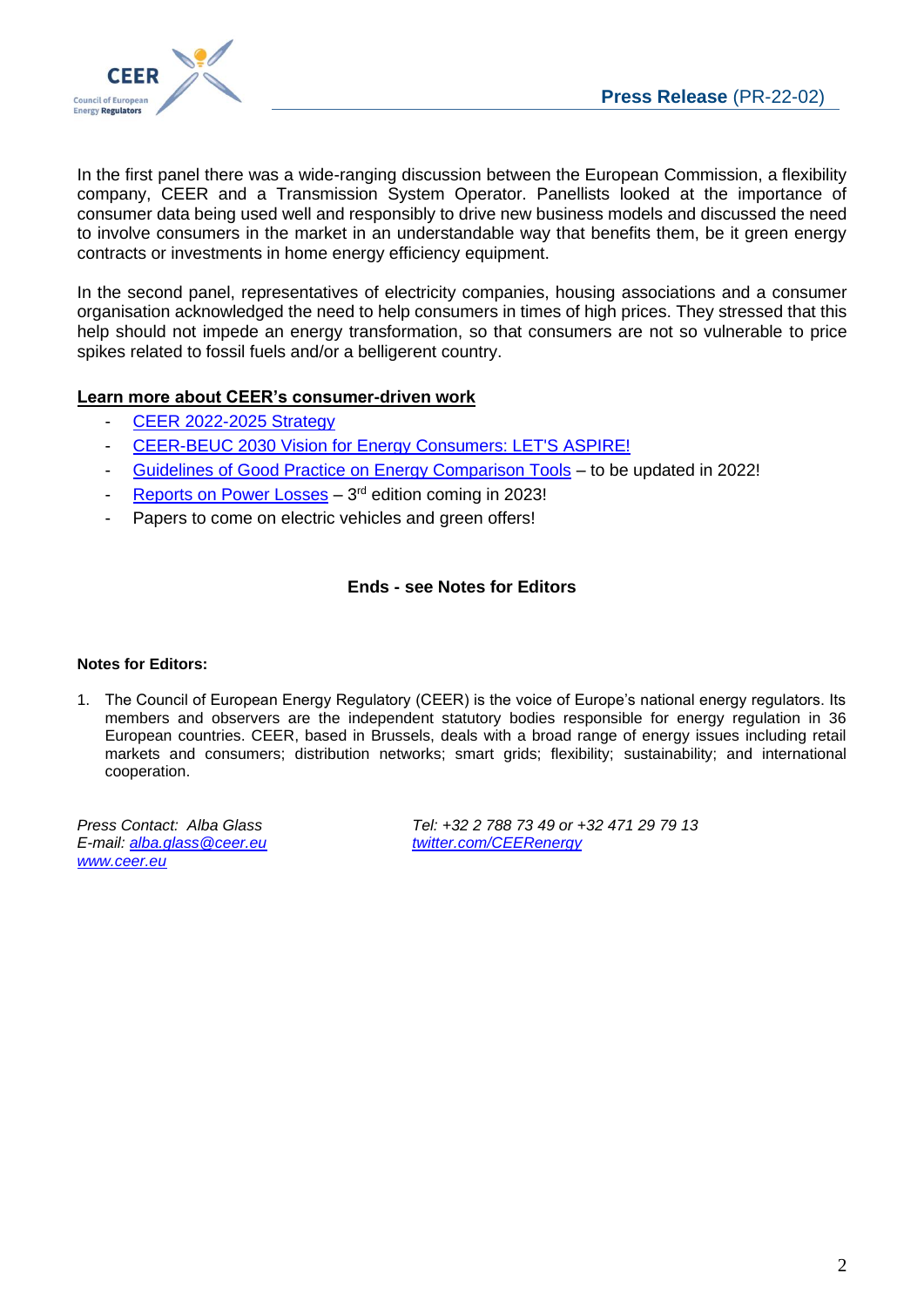In the first panel there was a wide-ranging discussion between the European Commission, a flexibility company, CEER and a Transmission System Operator. Panellists looked at the importance of consumer data being used well and responsibly to drive new business models and discussed the need to involve consumers in the market in an understandable way that benefits them, be it green energy contracts or investments in home energy efficiency equipment.

In the second panel, representatives of electricity companies, housing associations and a consumer organisation acknowledged the need to help consumers in times of high prices. They stressed that this help should not impede an energy transformation, so that consumers are not so vulnerable to price spikes related to fossil fuels and/or a belligerent country.

**Learn more about CEER's consumer-driven work**

- CEER 2022-2025 Strategy
- CEER-BEUC 2030 Vision for Energy Consumers: LET'S ASPIRE!
- Guidelines of Good Practice on Energy Comparison Tools – to be updated in 2022!
- Reports on Power Losses – 3rd edition coming in 2023!
- Papers to come on electric vehicles and green offers!

**Ends - see Notes for Editors**

**Notes for Editors:**

1. The Council of European Energy Regulatory (CEER) is the voice of Europe's national energy regulators. Its members and observers are the independent statutory bodies responsible for energy regulation in 36 European countries. CEER, based in Brussels, deals with a broad range of energy issues including retail markets and consumers; distribution networks; smart grids; flexibility; sustainability; and international cooperation.

*Press Contact: Alba Glass*
*E-mail: alba.glass@ceer.eu*
*www.ceer.eu*

*Tel: +32 2 788 73 49 or +32 471 29 79 13*
*twitter.com/CEERenergy*